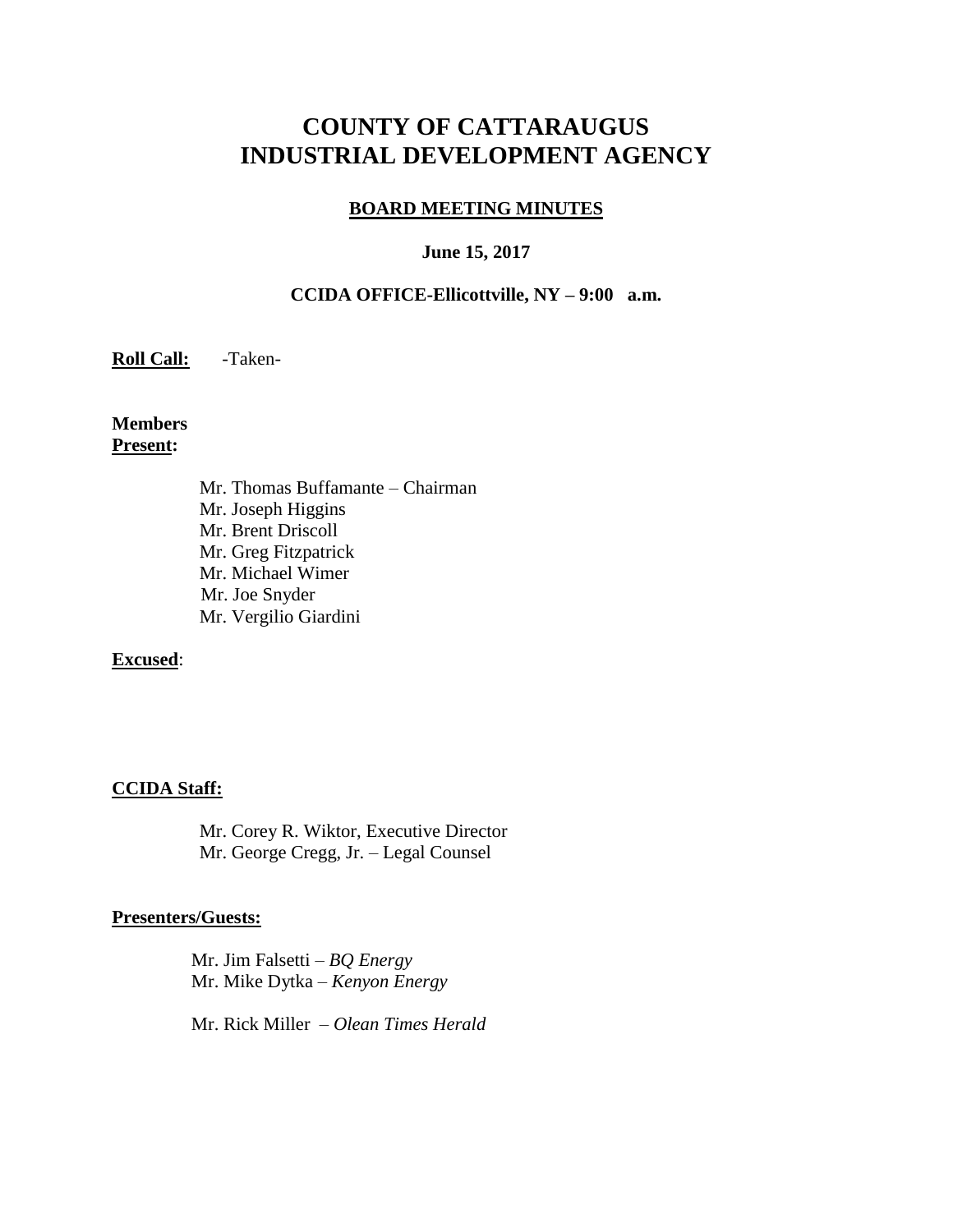# COUNTY OF CATTARAUGUS INDUSTRIAL DEVELOPMENT AGENCY

## BOARD MEETING MINUTES

**June 15, 2017**

**CCIDA OFFICE-Ellicottville, NY – 9:00 a.m.**

**Roll Call:** -Taken-

**Members Present:**

Mr. Thomas Buffamante – Chairman
Mr. Joseph Higgins
Mr. Brent Driscoll
Mr. Greg Fitzpatrick
Mr. Michael Wimer
Mr. Joe Snyder
Mr. Vergilio Giardini

**Excused**:

**CCIDA Staff:**

Mr. Corey R. Wiktor, Executive Director
Mr. George Cregg, Jr. – Legal Counsel

**Presenters/Guests:**

Mr. Jim Falsetti – *BQ Energy*
Mr. Mike Dytka – *Kenyon Energy*

Mr. Rick Miller – *Olean Times Herald*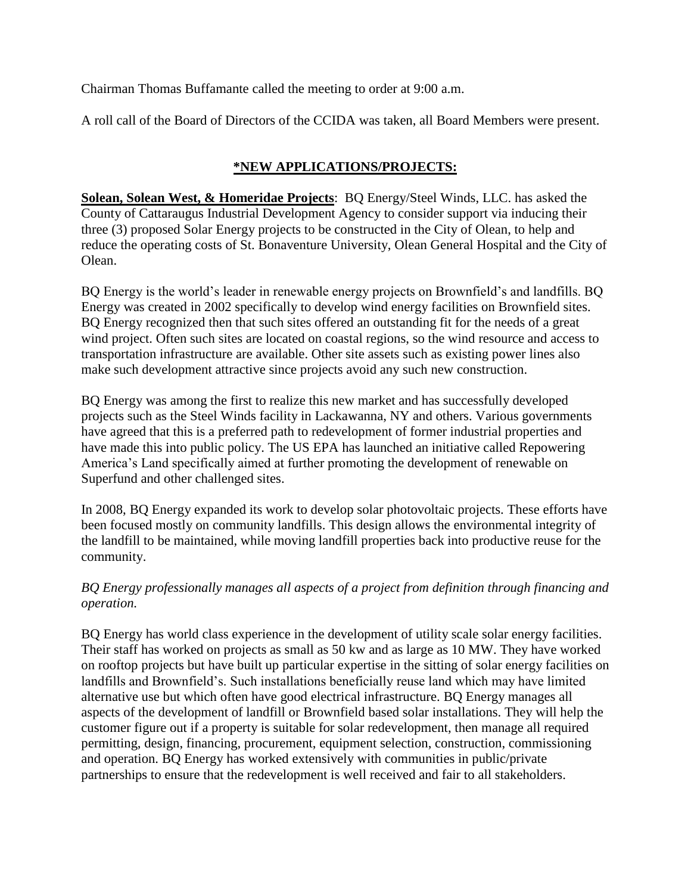Chairman Thomas Buffamante called the meeting to order at 9:00 a.m.

A roll call of the Board of Directors of the CCIDA was taken, all Board Members were present.

## **\*NEW APPLICATIONS/PROJECTS:**

**Solean, Solean West, & Homeridae Projects**: BQ Energy/Steel Winds, LLC. has asked the County of Cattaraugus Industrial Development Agency to consider support via inducing their three (3) proposed Solar Energy projects to be constructed in the City of Olean, to help and reduce the operating costs of St. Bonaventure University, Olean General Hospital and the City of Olean.

BQ Energy is the world's leader in renewable energy projects on Brownfield's and landfills. BQ Energy was created in 2002 specifically to develop wind energy facilities on Brownfield sites. BQ Energy recognized then that such sites offered an outstanding fit for the needs of a great wind project. Often such sites are located on coastal regions, so the wind resource and access to transportation infrastructure are available. Other site assets such as existing power lines also make such development attractive since projects avoid any such new construction.

BQ Energy was among the first to realize this new market and has successfully developed projects such as the Steel Winds facility in Lackawanna, NY and others. Various governments have agreed that this is a preferred path to redevelopment of former industrial properties and have made this into public policy. The US EPA has launched an initiative called Repowering America's Land specifically aimed at further promoting the development of renewable on Superfund and other challenged sites.

In 2008, BQ Energy expanded its work to develop solar photovoltaic projects. These efforts have been focused mostly on community landfills. This design allows the environmental integrity of the landfill to be maintained, while moving landfill properties back into productive reuse for the community.

*BQ Energy professionally manages all aspects of a project from definition through financing and operation.*

BQ Energy has world class experience in the development of utility scale solar energy facilities. Their staff has worked on projects as small as 50 kw and as large as 10 MW. They have worked on rooftop projects but have built up particular expertise in the sitting of solar energy facilities on landfills and Brownfield's. Such installations beneficially reuse land which may have limited alternative use but which often have good electrical infrastructure. BQ Energy manages all aspects of the development of landfill or Brownfield based solar installations. They will help the customer figure out if a property is suitable for solar redevelopment, then manage all required permitting, design, financing, procurement, equipment selection, construction, commissioning and operation. BQ Energy has worked extensively with communities in public/private partnerships to ensure that the redevelopment is well received and fair to all stakeholders.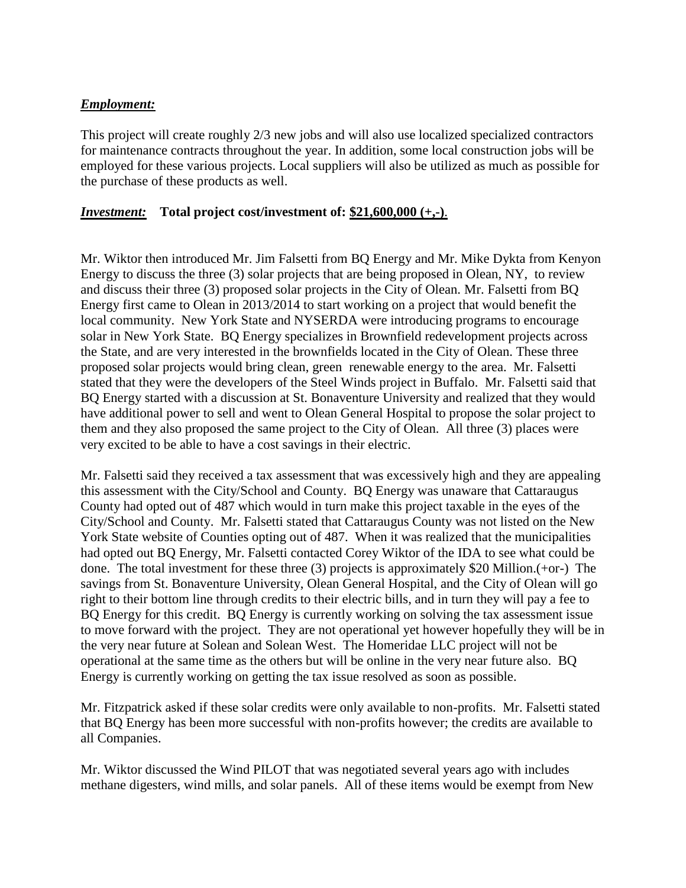***Employment:***

This project will create roughly 2/3 new jobs and will also use localized specialized contractors for maintenance contracts throughout the year. In addition, some local construction jobs will be employed for these various projects. Local suppliers will also be utilized as much as possible for the purchase of these products as well.

***Investment:*** **Total project cost/investment of: $21,600,000 (+,-)**.

Mr. Wiktor then introduced Mr. Jim Falsetti from BQ Energy and Mr. Mike Dykta from Kenyon Energy to discuss the three (3) solar projects that are being proposed in Olean, NY, to review and discuss their three (3) proposed solar projects in the City of Olean. Mr. Falsetti from BQ Energy first came to Olean in 2013/2014 to start working on a project that would benefit the local community. New York State and NYSERDA were introducing programs to encourage solar in New York State. BQ Energy specializes in Brownfield redevelopment projects across the State, and are very interested in the brownfields located in the City of Olean. These three proposed solar projects would bring clean, green renewable energy to the area. Mr. Falsetti stated that they were the developers of the Steel Winds project in Buffalo. Mr. Falsetti said that BQ Energy started with a discussion at St. Bonaventure University and realized that they would have additional power to sell and went to Olean General Hospital to propose the solar project to them and they also proposed the same project to the City of Olean. All three (3) places were very excited to be able to have a cost savings in their electric.

Mr. Falsetti said they received a tax assessment that was excessively high and they are appealing this assessment with the City/School and County. BQ Energy was unaware that Cattaraugus County had opted out of 487 which would in turn make this project taxable in the eyes of the City/School and County. Mr. Falsetti stated that Cattaraugus County was not listed on the New York State website of Counties opting out of 487. When it was realized that the municipalities had opted out BQ Energy, Mr. Falsetti contacted Corey Wiktor of the IDA to see what could be done. The total investment for these three (3) projects is approximately $20 Million.(+or-) The savings from St. Bonaventure University, Olean General Hospital, and the City of Olean will go right to their bottom line through credits to their electric bills, and in turn they will pay a fee to BQ Energy for this credit. BQ Energy is currently working on solving the tax assessment issue to move forward with the project. They are not operational yet however hopefully they will be in the very near future at Solean and Solean West. The Homeridae LLC project will not be operational at the same time as the others but will be online in the very near future also. BQ Energy is currently working on getting the tax issue resolved as soon as possible.

Mr. Fitzpatrick asked if these solar credits were only available to non-profits. Mr. Falsetti stated that BQ Energy has been more successful with non-profits however; the credits are available to all Companies.

Mr. Wiktor discussed the Wind PILOT that was negotiated several years ago with includes methane digesters, wind mills, and solar panels. All of these items would be exempt from New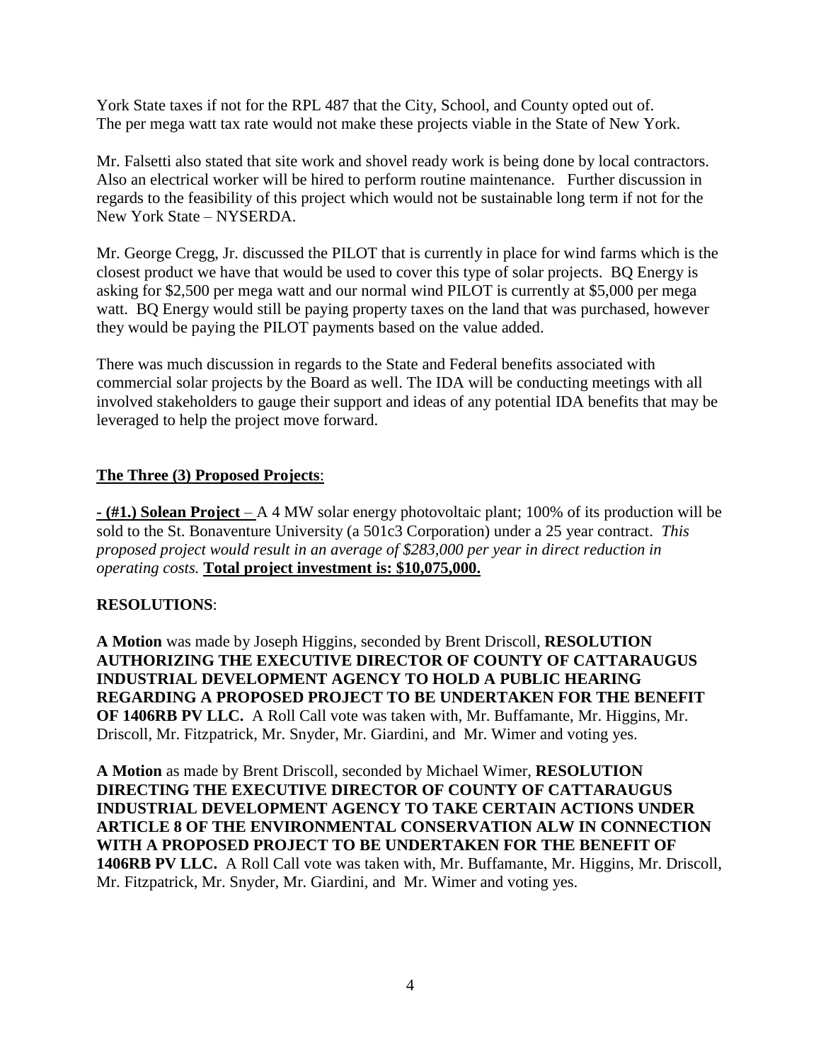York State taxes if not for the RPL 487 that the City, School, and County opted out of. The per mega watt tax rate would not make these projects viable in the State of New York.

Mr. Falsetti also stated that site work and shovel ready work is being done by local contractors. Also an electrical worker will be hired to perform routine maintenance. Further discussion in regards to the feasibility of this project which would not be sustainable long term if not for the New York State – NYSERDA.

Mr. George Cregg, Jr. discussed the PILOT that is currently in place for wind farms which is the closest product we have that would be used to cover this type of solar projects. BQ Energy is asking for $2,500 per mega watt and our normal wind PILOT is currently at $5,000 per mega watt. BQ Energy would still be paying property taxes on the land that was purchased, however they would be paying the PILOT payments based on the value added.

There was much discussion in regards to the State and Federal benefits associated with commercial solar projects by the Board as well. The IDA will be conducting meetings with all involved stakeholders to gauge their support and ideas of any potential IDA benefits that may be leveraged to help the project move forward.

**The Three (3) Proposed Projects**:

**- (#1.) Solean Project** – A 4 MW solar energy photovoltaic plant; 100% of its production will be sold to the St. Bonaventure University (a 501c3 Corporation) under a 25 year contract. *This proposed project would result in an average of $283,000 per year in direct reduction in operating costs.* **Total project investment is: $10,075,000.**

**RESOLUTIONS**:

**A Motion** was made by Joseph Higgins, seconded by Brent Driscoll, **RESOLUTION AUTHORIZING THE EXECUTIVE DIRECTOR OF COUNTY OF CATTARAUGUS INDUSTRIAL DEVELOPMENT AGENCY TO HOLD A PUBLIC HEARING REGARDING A PROPOSED PROJECT TO BE UNDERTAKEN FOR THE BENEFIT OF 1406RB PV LLC.** A Roll Call vote was taken with, Mr. Buffamante, Mr. Higgins, Mr. Driscoll, Mr. Fitzpatrick, Mr. Snyder, Mr. Giardini, and Mr. Wimer and voting yes.

**A Motion** as made by Brent Driscoll, seconded by Michael Wimer, **RESOLUTION DIRECTING THE EXECUTIVE DIRECTOR OF COUNTY OF CATTARAUGUS INDUSTRIAL DEVELOPMENT AGENCY TO TAKE CERTAIN ACTIONS UNDER ARTICLE 8 OF THE ENVIRONMENTAL CONSERVATION ALW IN CONNECTION WITH A PROPOSED PROJECT TO BE UNDERTAKEN FOR THE BENEFIT OF 1406RB PV LLC.** A Roll Call vote was taken with, Mr. Buffamante, Mr. Higgins, Mr. Driscoll, Mr. Fitzpatrick, Mr. Snyder, Mr. Giardini, and Mr. Wimer and voting yes.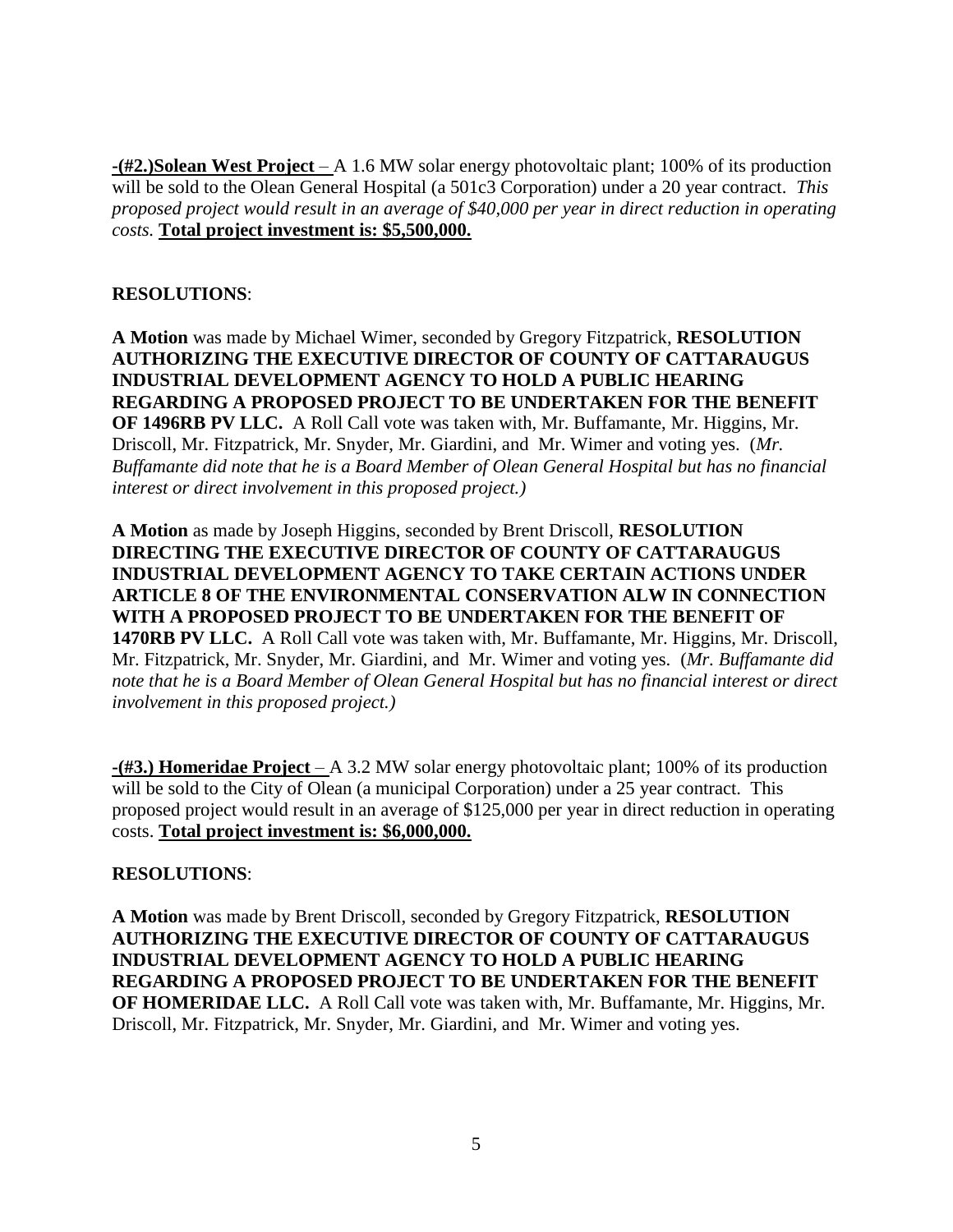**-(#2.)Solean West Project** – A 1.6 MW solar energy photovoltaic plant; 100% of its production will be sold to the Olean General Hospital (a 501c3 Corporation) under a 20 year contract. *This proposed project would result in an average of $40,000 per year in direct reduction in operating costs.* **Total project investment is: $5,500,000.**

**RESOLUTIONS**:

**A Motion** was made by Michael Wimer, seconded by Gregory Fitzpatrick, **RESOLUTION AUTHORIZING THE EXECUTIVE DIRECTOR OF COUNTY OF CATTARAUGUS INDUSTRIAL DEVELOPMENT AGENCY TO HOLD A PUBLIC HEARING REGARDING A PROPOSED PROJECT TO BE UNDERTAKEN FOR THE BENEFIT OF 1496RB PV LLC.** A Roll Call vote was taken with, Mr. Buffamante, Mr. Higgins, Mr. Driscoll, Mr. Fitzpatrick, Mr. Snyder, Mr. Giardini, and Mr. Wimer and voting yes. (*Mr. Buffamante did note that he is a Board Member of Olean General Hospital but has no financial interest or direct involvement in this proposed project.)*

**A Motion** as made by Joseph Higgins, seconded by Brent Driscoll, **RESOLUTION DIRECTING THE EXECUTIVE DIRECTOR OF COUNTY OF CATTARAUGUS INDUSTRIAL DEVELOPMENT AGENCY TO TAKE CERTAIN ACTIONS UNDER ARTICLE 8 OF THE ENVIRONMENTAL CONSERVATION ALW IN CONNECTION WITH A PROPOSED PROJECT TO BE UNDERTAKEN FOR THE BENEFIT OF 1470RB PV LLC.** A Roll Call vote was taken with, Mr. Buffamante, Mr. Higgins, Mr. Driscoll, Mr. Fitzpatrick, Mr. Snyder, Mr. Giardini, and Mr. Wimer and voting yes. (*Mr. Buffamante did note that he is a Board Member of Olean General Hospital but has no financial interest or direct involvement in this proposed project.)*

**-(#3.) Homeridae Project** – A 3.2 MW solar energy photovoltaic plant; 100% of its production will be sold to the City of Olean (a municipal Corporation) under a 25 year contract. This proposed project would result in an average of $125,000 per year in direct reduction in operating costs. **Total project investment is: $6,000,000.**

**RESOLUTIONS**:

**A Motion** was made by Brent Driscoll, seconded by Gregory Fitzpatrick, **RESOLUTION AUTHORIZING THE EXECUTIVE DIRECTOR OF COUNTY OF CATTARAUGUS INDUSTRIAL DEVELOPMENT AGENCY TO HOLD A PUBLIC HEARING REGARDING A PROPOSED PROJECT TO BE UNDERTAKEN FOR THE BENEFIT OF HOMERIDAE LLC.** A Roll Call vote was taken with, Mr. Buffamante, Mr. Higgins, Mr. Driscoll, Mr. Fitzpatrick, Mr. Snyder, Mr. Giardini, and Mr. Wimer and voting yes.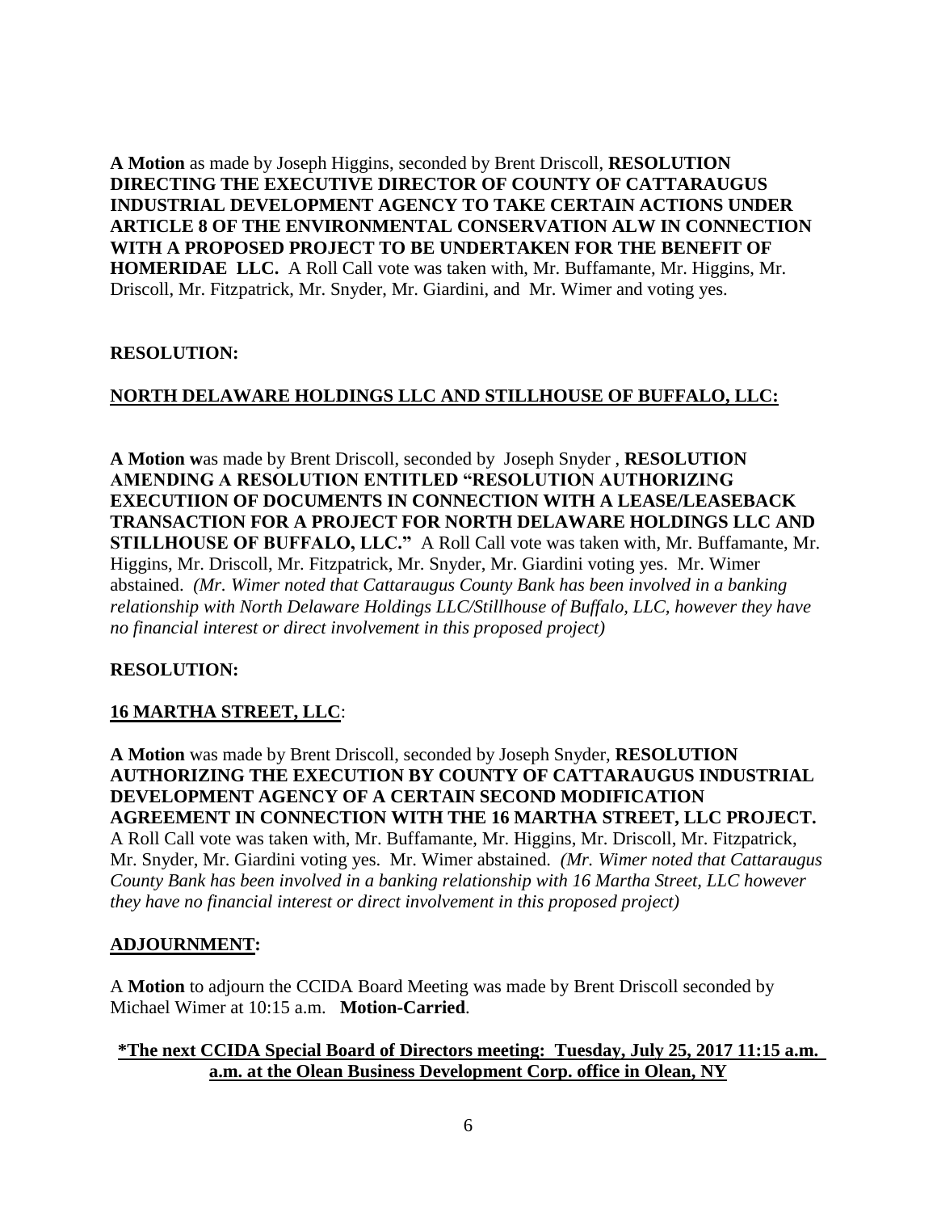**A Motion** as made by Joseph Higgins, seconded by Brent Driscoll, **RESOLUTION DIRECTING THE EXECUTIVE DIRECTOR OF COUNTY OF CATTARAUGUS INDUSTRIAL DEVELOPMENT AGENCY TO TAKE CERTAIN ACTIONS UNDER ARTICLE 8 OF THE ENVIRONMENTAL CONSERVATION ALW IN CONNECTION WITH A PROPOSED PROJECT TO BE UNDERTAKEN FOR THE BENEFIT OF HOMERIDAE LLC.** A Roll Call vote was taken with, Mr. Buffamante, Mr. Higgins, Mr. Driscoll, Mr. Fitzpatrick, Mr. Snyder, Mr. Giardini, and Mr. Wimer and voting yes.

**RESOLUTION:**

**NORTH DELAWARE HOLDINGS LLC AND STILLHOUSE OF BUFFALO, LLC:**

**A Motion w**as made by Brent Driscoll, seconded by Joseph Snyder , **RESOLUTION AMENDING A RESOLUTION ENTITLED "RESOLUTION AUTHORIZING EXECUTIION OF DOCUMENTS IN CONNECTION WITH A LEASE/LEASEBACK TRANSACTION FOR A PROJECT FOR NORTH DELAWARE HOLDINGS LLC AND STILLHOUSE OF BUFFALO, LLC."** A Roll Call vote was taken with, Mr. Buffamante, Mr. Higgins, Mr. Driscoll, Mr. Fitzpatrick, Mr. Snyder, Mr. Giardini voting yes. Mr. Wimer abstained. *(Mr. Wimer noted that Cattaraugus County Bank has been involved in a banking relationship with North Delaware Holdings LLC/Stillhouse of Buffalo, LLC, however they have no financial interest or direct involvement in this proposed project)*

**RESOLUTION:**

**16 MARTHA STREET, LLC**:

**A Motion** was made by Brent Driscoll, seconded by Joseph Snyder, **RESOLUTION AUTHORIZING THE EXECUTION BY COUNTY OF CATTARAUGUS INDUSTRIAL DEVELOPMENT AGENCY OF A CERTAIN SECOND MODIFICATION AGREEMENT IN CONNECTION WITH THE 16 MARTHA STREET, LLC PROJECT.** A Roll Call vote was taken with, Mr. Buffamante, Mr. Higgins, Mr. Driscoll, Mr. Fitzpatrick, Mr. Snyder, Mr. Giardini voting yes. Mr. Wimer abstained. *(Mr. Wimer noted that Cattaraugus County Bank has been involved in a banking relationship with 16 Martha Street, LLC however they have no financial interest or direct involvement in this proposed project)*

**ADJOURNMENT:**

A **Motion** to adjourn the CCIDA Board Meeting was made by Brent Driscoll seconded by Michael Wimer at 10:15 a.m. **Motion-Carried**.

**\*The next CCIDA Special Board of Directors meeting: Tuesday, July 25, 2017 11:15 a.m. a.m. at the Olean Business Development Corp. office in Olean, NY**